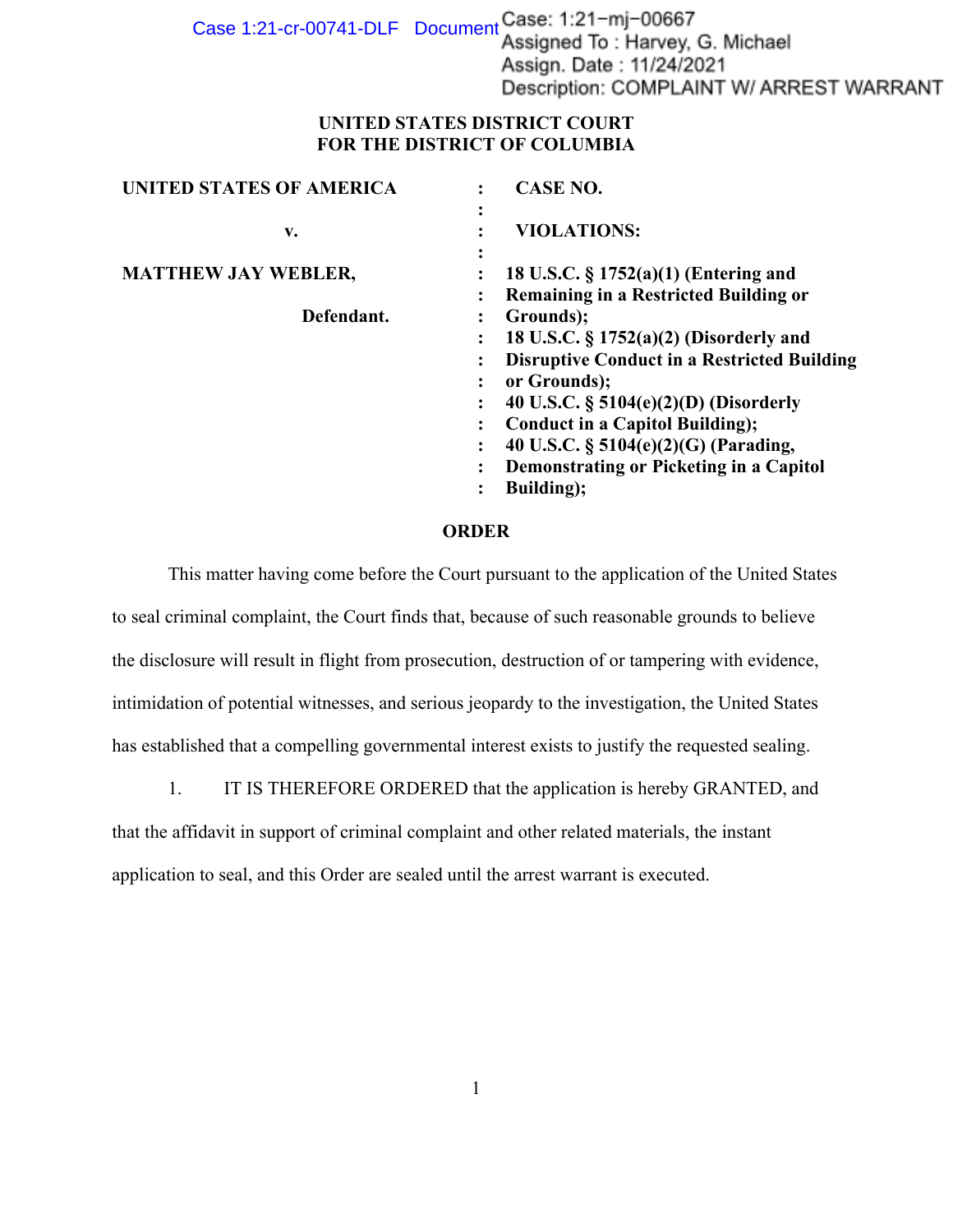Case: 1:21-mj-00667
Assigned To : Harvey, G. Michael
Assign. Date : 11/24/2021
Description: COMPLAINT W/ ARREST WARRANT

**UNITED STATES DISTRICT COURT**
**FOR THE DISTRICT OF COLUMBIA**

| | | |
|---|---|---|
| **UNITED STATES OF AMERICA** | : | **CASE NO.** |
| **v.** | : | **VIOLATIONS:** |
| **MATTHEW JAY WEBLER,** | : | **18 U.S.C. § 1752(a)(1) (Entering and Remaining in a Restricted Building or Grounds);** |
| **Defendant.** | : | **18 U.S.C. § 1752(a)(2) (Disorderly and Disruptive Conduct in a Restricted Building or Grounds);** |
| | : | **40 U.S.C. § 5104(e)(2)(D) (Disorderly Conduct in a Capitol Building);** |
| | : | **40 U.S.C. § 5104(e)(2)(G) (Parading, Demonstrating or Picketing in a Capitol Building);** |

**ORDER**

This matter having come before the Court pursuant to the application of the United States to seal criminal complaint, the Court finds that, because of such reasonable grounds to believe the disclosure will result in flight from prosecution, destruction of or tampering with evidence, intimidation of potential witnesses, and serious jeopardy to the investigation, the United States has established that a compelling governmental interest exists to justify the requested sealing.

1. IT IS THEREFORE ORDERED that the application is hereby GRANTED, and that the affidavit in support of criminal complaint and other related materials, the instant application to seal, and this Order are sealed until the arrest warrant is executed.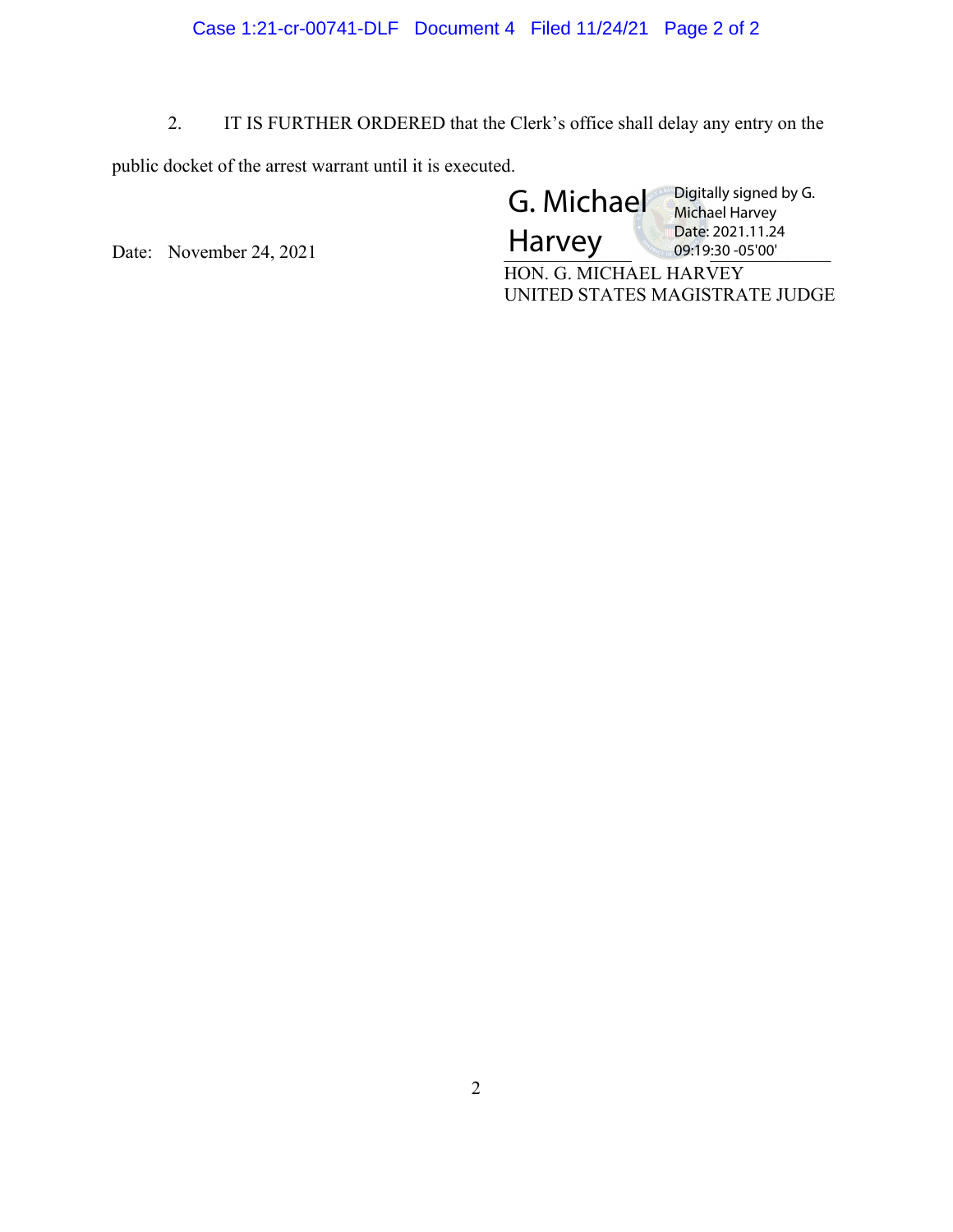2. IT IS FURTHER ORDERED that the Clerk's office shall delay any entry on the public docket of the arrest warrant until it is executed.

Date: November 24, 2021

G. Michael Harvey

Digitally signed by G. Michael Harvey
Date: 2021.11.24 09:19:30 -05'00'

HON. G. MICHAEL HARVEY
UNITED STATES MAGISTRATE JUDGE